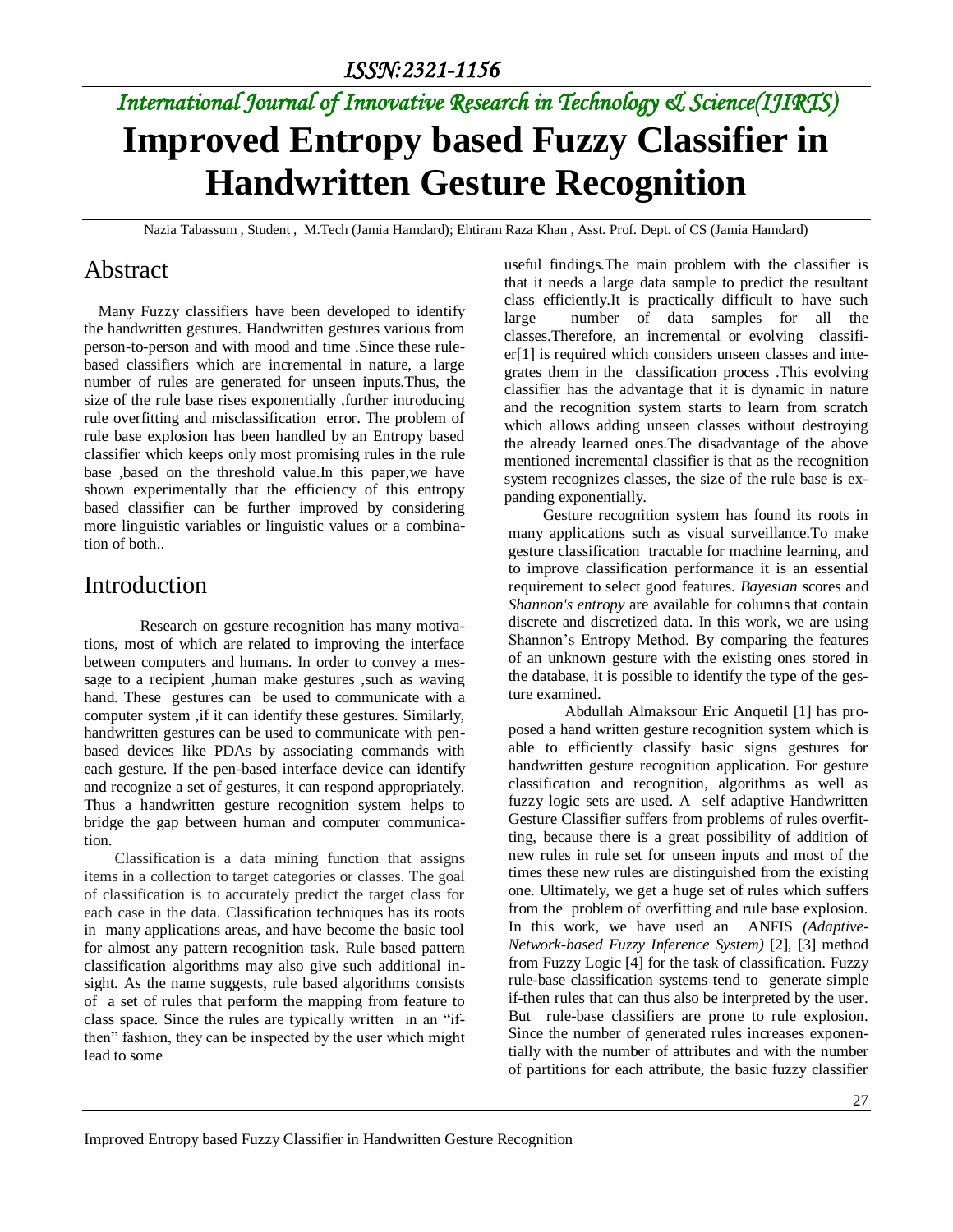ISSN:2321-1156

*International Journal of Innovative Research in Technology & Science(IJIRTS)*

# Improved Entropy based Fuzzy Classifier in Handwritten Gesture Recognition

Nazia Tabassum , Student , M.Tech (Jamia Hamdard); Ehtiram Raza Khan , Asst. Prof. Dept. of CS (Jamia Hamdard)

## Abstract

Many Fuzzy classifiers have been developed to identify the handwritten gestures. Handwritten gestures various from person-to-person and with mood and time .Since these rule-based classifiers which are incremental in nature, a large number of rules are generated for unseen inputs.Thus, the size of the rule base rises exponentially ,further introducing rule overfitting and misclassification error. The problem of rule base explosion has been handled by an Entropy based classifier which keeps only most promising rules in the rule base ,based on the threshold value.In this paper,we have shown experimentally that the efficiency of this entropy based classifier can be further improved by considering more linguistic variables or linguistic values or a combination of both..

## Introduction

Research on gesture recognition has many motivations, most of which are related to improving the interface between computers and humans. In order to convey a message to a recipient ,human make gestures ,such as waving hand. These gestures can be used to communicate with a computer system ,if it can identify these gestures. Similarly, handwritten gestures can be used to communicate with pen-based devices like PDAs by associating commands with each gesture. If the pen-based interface device can identify and recognize a set of gestures, it can respond appropriately. Thus a handwritten gesture recognition system helps to bridge the gap between human and computer communication.

Classification is a data mining function that assigns items in a collection to target categories or classes. The goal of classification is to accurately predict the target class for each case in the data. Classification techniques has its roots in many applications areas, and have become the basic tool for almost any pattern recognition task. Rule based pattern classification algorithms may also give such additional insight. As the name suggests, rule based algorithms consists of a set of rules that perform the mapping from feature to class space. Since the rules are typically written in an "if-then" fashion, they can be inspected by the user which might lead to some useful findings.The main problem with the classifier is that it needs a large data sample to predict the resultant class efficiently.It is practically difficult to have such large number of data samples for all the classes.Therefore, an incremental or evolving classifier[1] is required which considers unseen classes and integrates them in the classification process .This evolving classifier has the advantage that it is dynamic in nature and the recognition system starts to learn from scratch which allows adding unseen classes without destroying the already learned ones.The disadvantage of the above mentioned incremental classifier is that as the recognition system recognizes classes, the size of the rule base is expanding exponentially.

Gesture recognition system has found its roots in many applications such as visual surveillance.To make gesture classification tractable for machine learning, and to improve classification performance it is an essential requirement to select good features. *Bayesian* scores and *Shannon's entropy* are available for columns that contain discrete and discretized data. In this work, we are using Shannon's Entropy Method. By comparing the features of an unknown gesture with the existing ones stored in the database, it is possible to identify the type of the gesture examined.

Abdullah Almaksour Eric Anquetil [1] has proposed a hand written gesture recognition system which is able to efficiently classify basic signs gestures for handwritten gesture recognition application. For gesture classification and recognition, algorithms as well as fuzzy logic sets are used. A self adaptive Handwritten Gesture Classifier suffers from problems of rules overfitting, because there is a great possibility of addition of new rules in rule set for unseen inputs and most of the times these new rules are distinguished from the existing one. Ultimately, we get a huge set of rules which suffers from the problem of overfitting and rule base explosion. In this work, we have used an ANFIS *(Adaptive-Network-based Fuzzy Inference System)* [2], [3] method from Fuzzy Logic [4] for the task of classification. Fuzzy rule-base classification systems tend to generate simple if-then rules that can thus also be interpreted by the user. But rule-base classifiers are prone to rule explosion. Since the number of generated rules increases exponentially with the number of attributes and with the number of partitions for each attribute, the basic fuzzy classifier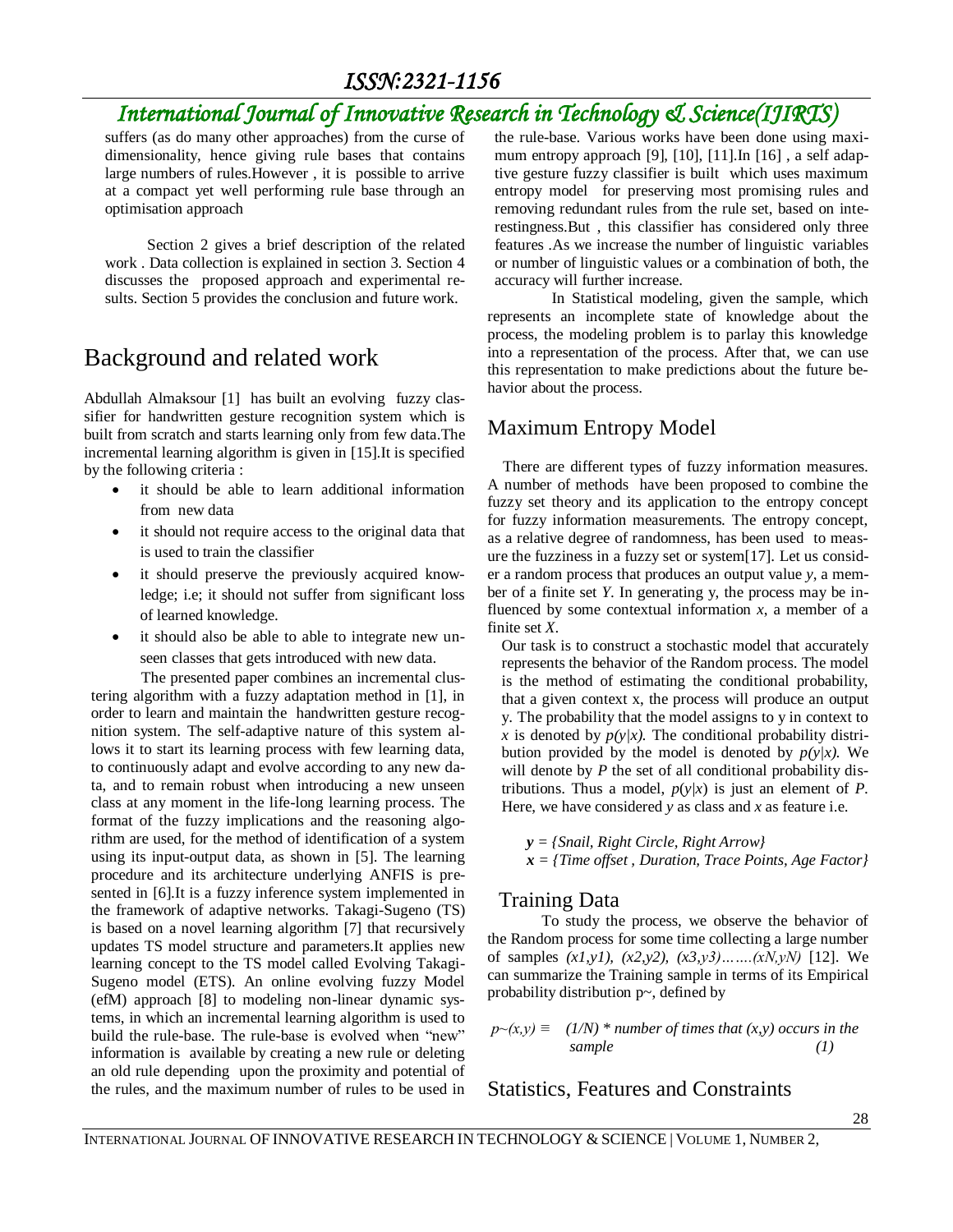suffers (as do many other approaches) from the curse of dimensionality, hence giving rule bases that contains large numbers of rules.However , it is possible to arrive at a compact yet well performing rule base through an optimisation approach

Section 2 gives a brief description of the related work . Data collection is explained in section 3. Section 4 discusses the proposed approach and experimental results. Section 5 provides the conclusion and future work.

# Background and related work

Abdullah Almaksour [1] has built an evolving fuzzy classifier for handwritten gesture recognition system which is built from scratch and starts learning only from few data.The incremental learning algorithm is given in [15].It is specified by the following criteria :

- it should be able to learn additional information from new data
- it should not require access to the original data that is used to train the classifier
- it should preserve the previously acquired knowledge; i.e; it should not suffer from significant loss of learned knowledge.
- it should also be able to able to integrate new unseen classes that gets introduced with new data.

The presented paper combines an incremental clustering algorithm with a fuzzy adaptation method in [1], in order to learn and maintain the handwritten gesture recognition system. The self-adaptive nature of this system allows it to start its learning process with few learning data, to continuously adapt and evolve according to any new data, and to remain robust when introducing a new unseen class at any moment in the life-long learning process. The format of the fuzzy implications and the reasoning algorithm are used, for the method of identification of a system using its input-output data, as shown in [5]. The learning procedure and its architecture underlying ANFIS is presented in [6].It is a fuzzy inference system implemented in the framework of adaptive networks. Takagi-Sugeno (TS) is based on a novel learning algorithm [7] that recursively updates TS model structure and parameters.It applies new learning concept to the TS model called Evolving Takagi-Sugeno model (ETS). An online evolving fuzzy Model (efM) approach [8] to modeling non-linear dynamic systems, in which an incremental learning algorithm is used to build the rule-base. The rule-base is evolved when "new" information is available by creating a new rule or deleting an old rule depending upon the proximity and potential of the rules, and the maximum number of rules to be used in the rule-base. Various works have been done using maximum entropy approach [9], [10], [11].In [16] , a self adaptive gesture fuzzy classifier is built which uses maximum entropy model for preserving most promising rules and removing redundant rules from the rule set, based on interestingness.But , this classifier has considered only three features .As we increase the number of linguistic variables or number of linguistic values or a combination of both, the accuracy will further increase.

In Statistical modeling, given the sample, which represents an incomplete state of knowledge about the process, the modeling problem is to parlay this knowledge into a representation of the process. After that, we can use this representation to make predictions about the future behavior about the process.

## Maximum Entropy Model

There are different types of fuzzy information measures. A number of methods have been proposed to combine the fuzzy set theory and its application to the entropy concept for fuzzy information measurements. The entropy concept, as a relative degree of randomness, has been used to measure the fuzziness in a fuzzy set or system[17]. Let us consider a random process that produces an output value $y$, a member of a finite set $Y$. In generating y, the process may be influenced by some contextual information $x$, a member of a finite set $X$.

Our task is to construct a stochastic model that accurately represents the behavior of the Random process. The model is the method of estimating the conditional probability, that a given context x, the process will produce an output y. The probability that the model assigns to y in context to $x$ is denoted by $p(y|x)$. The conditional probability distribution provided by the model is denoted by $p(y|x)$. We will denote by $P$ the set of all conditional probability distributions. Thus a model, $p(y|x)$ is just an element of $P$. Here, we have considered $y$ as class and $x$ as feature i.e.

***y** = {Snail, Right Circle, Right Arrow}*
***x** = {Time offset , Duration, Trace Points, Age Factor}*

## Training Data

To study the process, we observe the behavior of the Random process for some time collecting a large number of samples $(x1,y1)$, $(x2,y2)$, $(x3,y3)\ldots\ldots(xN,yN)$ [12]. We can summarize the Training sample in terms of its Empirical probability distribution p~, defined by

$$p\sim(x,y) \equiv (1/N) * \text{number of times that } (x,y) \text{ occurs in the sample} \quad (1)$$

## Statistics, Features and Constraints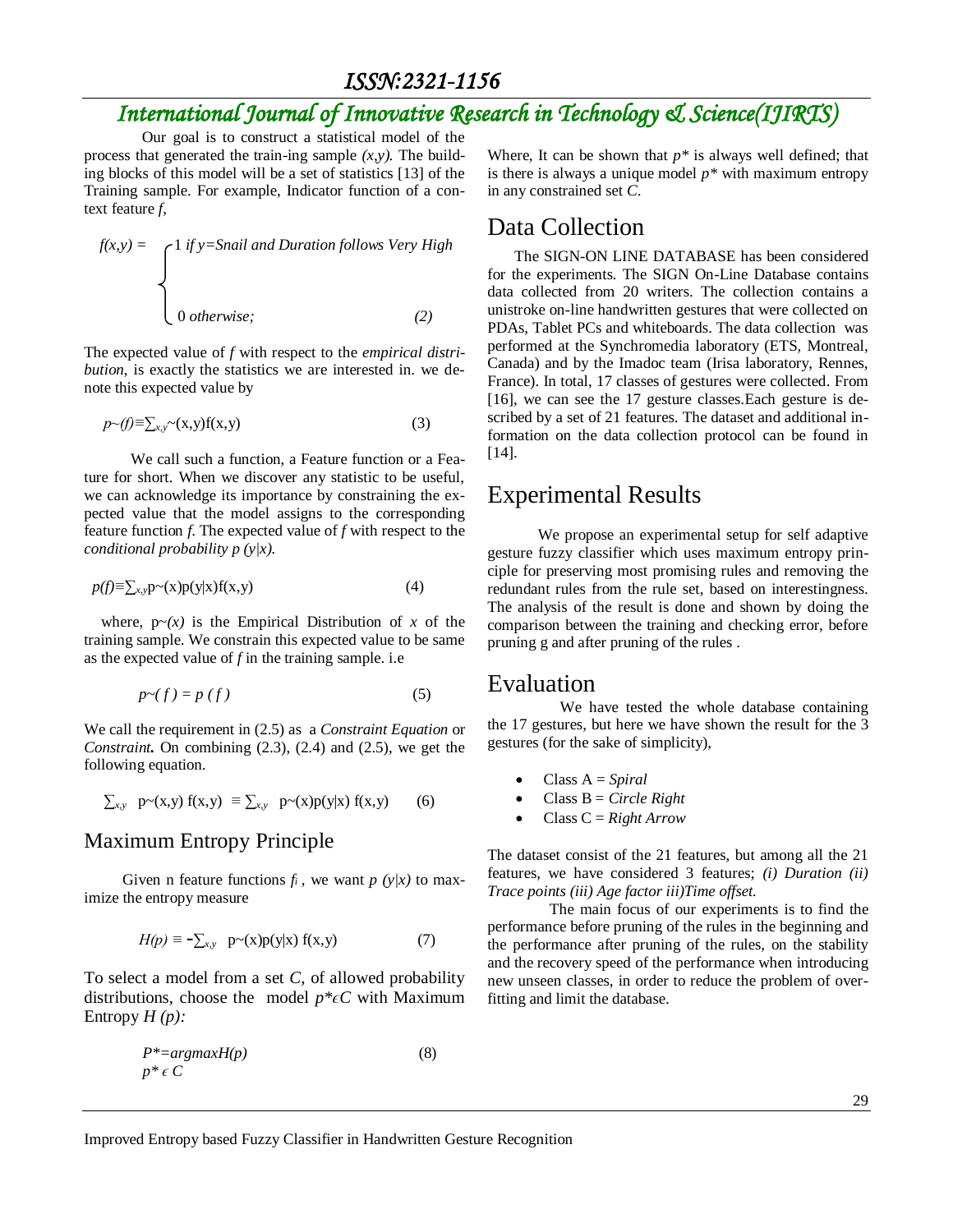Our goal is to construct a statistical model of the process that generated the train-ing sample *(x,y)*. The building blocks of this model will be a set of statistics [13] of the Training sample. For example, Indicator function of a context feature *f*,

$$f(x,y) = \begin{cases} 1 \text{ if } y=\text{Snail and Duration follows Very High} \\ 0 \text{ otherwise;} \end{cases} \quad (2)$$

The expected value of *f* with respect to the *empirical distribution*, is exactly the statistics we are interested in. we denote this expected value by

$$p\sim(f) \equiv \sum_{x,y} \sim(x,y) f(x,y) \quad (3)$$

We call such a function, a Feature function or a Feature for short. When we discover any statistic to be useful, we can acknowledge its importance by constraining the expected value that the model assigns to the corresponding feature function *f*. The expected value of *f* with respect to the *conditional probability p (y|x).*

$$p(f) \equiv \sum_{x,y} p\sim(x) p(y|x) f(x,y) \quad (4)$$

where, $p\sim(x)$ is the Empirical Distribution of *x* of the training sample. We constrain this expected value to be same as the expected value of *f* in the training sample. i.e

$$p\sim(f) = p(f) \quad (5)$$

We call the requirement in (2.5) as a *Constraint Equation* or *Constraint***.** On combining (2.3), (2.4) and (2.5), we get the following equation.

$$\sum_{x,y} p\sim(x,y) f(x,y) \equiv \sum_{x,y} p\sim(x) p(y|x) f(x,y) \quad (6)$$

## Maximum Entropy Principle

Given n feature functions $f_i$, we want $p(y|x)$ to maximize the entropy measure

$$H(p) \equiv -\sum_{x,y} p\sim(x) p(y|x) f(x,y) \quad (7)$$

To select a model from a set *C*, of allowed probability distributions, choose the model $p^* \epsilon C$ with Maximum Entropy *H (p):*

$$P^* = \underset{p^* \epsilon C}{argmax} H(p) \quad (8)$$

Where, It can be shown that $p^*$ is always well defined; that is there is always a unique model $p^*$ with maximum entropy in any constrained set *C*.

# Data Collection

The SIGN-ON LINE DATABASE has been considered for the experiments. The SIGN On-Line Database contains data collected from 20 writers. The collection contains a unistroke on-line handwritten gestures that were collected on PDAs, Tablet PCs and whiteboards. The data collection was performed at the Synchromedia laboratory (ETS, Montreal, Canada) and by the Imadoc team (Irisa laboratory, Rennes, France). In total, 17 classes of gestures were collected. From [16], we can see the 17 gesture classes.Each gesture is described by a set of 21 features. The dataset and additional information on the data collection protocol can be found in [14].

# Experimental Results

We propose an experimental setup for self adaptive gesture fuzzy classifier which uses maximum entropy principle for preserving most promising rules and removing the redundant rules from the rule set, based on interestingness. The analysis of the result is done and shown by doing the comparison between the training and checking error, before pruning g and after pruning of the rules .

# Evaluation

We have tested the whole database containing the 17 gestures, but here we have shown the result for the 3 gestures (for the sake of simplicity),

- Class A = *Spiral*
- Class B = *Circle Right*
- Class C = *Right Arrow*

The dataset consist of the 21 features, but among all the 21 features, we have considered 3 features; *(i) Duration (ii) Trace points (iii) Age factor iii)Time offset.*

The main focus of our experiments is to find the performance before pruning of the rules in the beginning and the performance after pruning of the rules, on the stability and the recovery speed of the performance when introducing new unseen classes, in order to reduce the problem of overfitting and limit the database.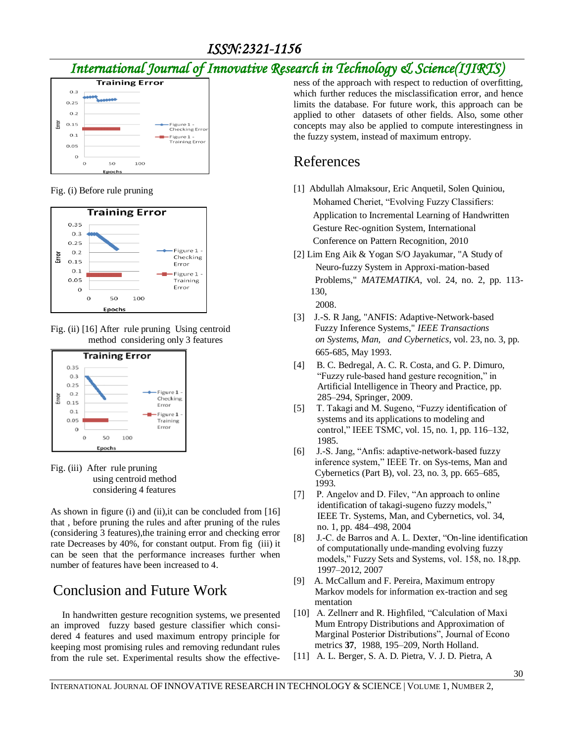Fig. (i) Before rule pruning

Fig. (ii) [16] After rule pruning Using centroid method considering only 3 features

Fig. (iii) After rule pruning using centroid method considering 4 features

As shown in figure (i) and (ii),it can be concluded from [16] that , before pruning the rules and after pruning of the rules (considering 3 features),the training error and checking error rate Decreases by 40%, for constant output. From fig (iii) it can be seen that the performance increases further when number of features have been increased to 4.

## Conclusion and Future Work

In handwritten gesture recognition systems, we presented an improved fuzzy based gesture classifier which considered 4 features and used maximum entropy principle for keeping most promising rules and removing redundant rules from the rule set. Experimental results show the effectiveness of the approach with respect to reduction of overfitting, which further reduces the misclassification error, and hence limits the database. For future work, this approach can be applied to other datasets of other fields. Also, some other concepts may also be applied to compute interestingness in the fuzzy system, instead of maximum entropy.

## References

[1] Abdullah Almaksour, Eric Anquetil, Solen Quiniou, Mohamed Cheriet, "Evolving Fuzzy Classifiers: Application to Incremental Learning of Handwritten Gesture Rec-ognition System, International Conference on Pattern Recognition, 2010

[2] Lim Eng Aik & Yogan S/O Jayakumar, "A Study of Neuro-fuzzy System in Approxi-mation-based Problems," *MATEMATIKA*, vol. 24, no. 2, pp. 113-130, 2008.

[3] J.-S. R Jang, "ANFIS: Adaptive-Network-based Fuzzy Inference Systems," *IEEE Transactions on Systems, Man, and Cybernetics*, vol. 23, no. 3, pp. 665-685, May 1993.

[4] B. C. Bedregal, A. C. R. Costa, and G. P. Dimuro, "Fuzzy rule-based hand gesture recognition," in Artificial Intelligence in Theory and Practice, pp. 285–294, Springer, 2009.

[5] T. Takagi and M. Sugeno, "Fuzzy identification of systems and its applications to modeling and control," IEEE TSMC, vol. 15, no. 1, pp. 116–132, 1985.

[6] J.-S. Jang, "Anfis: adaptive-network-based fuzzy inference system," IEEE Tr. on Sys-tems, Man and Cybernetics (Part B), vol. 23, no. 3, pp. 665–685, 1993.

[7] P. Angelov and D. Filev, "An approach to online identification of takagi-sugeno fuzzy models," IEEE Tr. Systems, Man, and Cybernetics, vol. 34, no. 1, pp. 484–498, 2004

[8] J.-C. de Barros and A. L. Dexter, "On-line identification of computationally unde-manding evolving fuzzy models," Fuzzy Sets and Systems, vol. 158, no. 18,pp. 1997–2012, 2007

[9] A. McCallum and F. Pereira, Maximum entropy Markov models for information ex-traction and seg mentation

[10] A. Zellnerr and R. Highfiled, "Calculation of Maxi Mum Entropy Distributions and Approximation of Marginal Posterior Distributions", Journal of Econo metrics **37**, 1988, 195–209, North Holland.

[11] A. L. Berger, S. A. D. Pietra, V. J. D. Pietra, A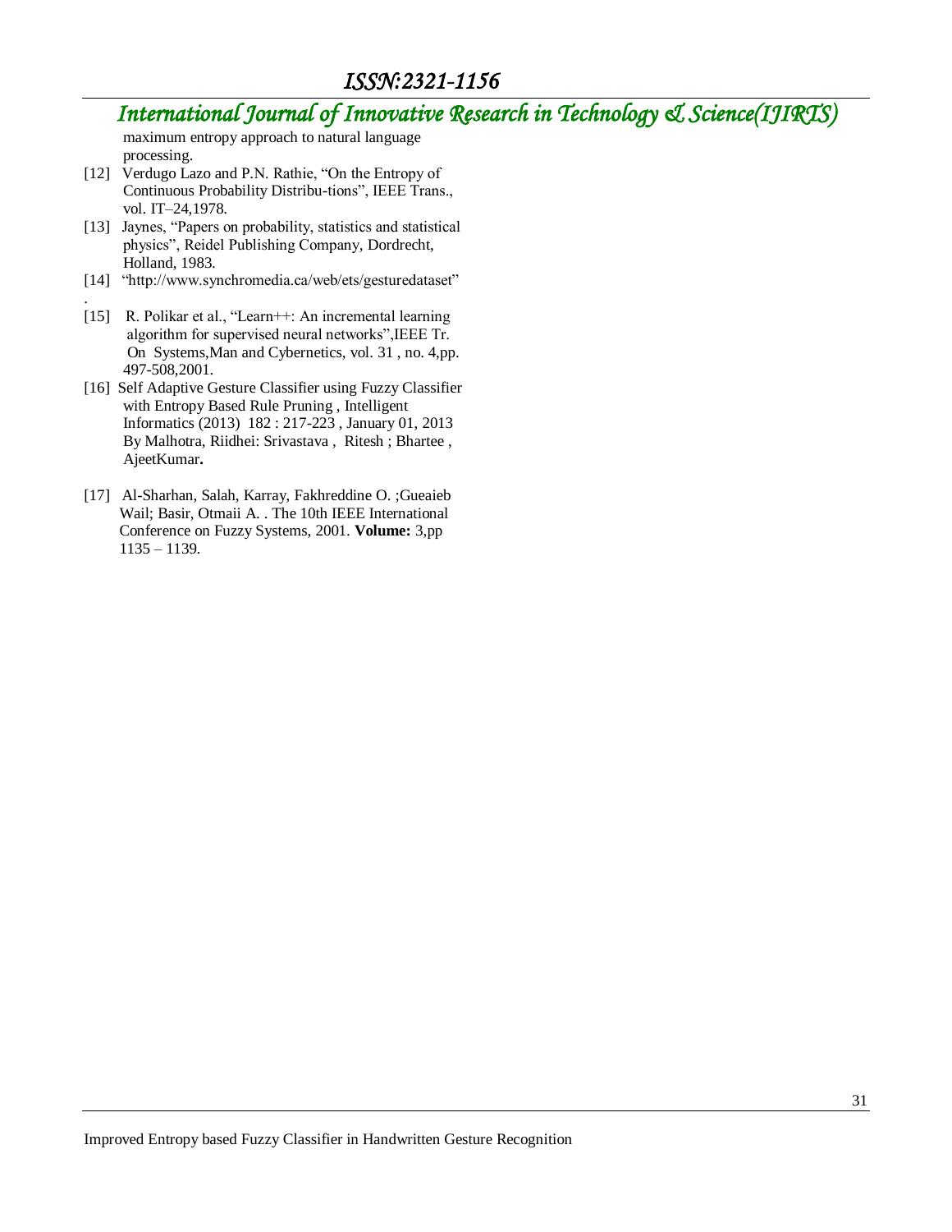maximum entropy approach to natural language processing.

[12] Verdugo Lazo and P.N. Rathie, “On the Entropy of Continuous Probability Distribu-tions”, IEEE Trans., vol. IT–24,1978.

[13] Jaynes, “Papers on probability, statistics and statistical physics”, Reidel Publishing Company, Dordrecht, Holland, 1983.

[14] “http://www.synchromedia.ca/web/ets/gesturedataset”
.

[15] R. Polikar et al., “Learn++: An incremental learning algorithm for supervised neural networks”,IEEE Tr. On Systems,Man and Cybernetics, vol. 31 , no. 4,pp. 497-508,2001.

[16] Self Adaptive Gesture Classifier using Fuzzy Classifier with Entropy Based Rule Pruning , Intelligent Informatics (2013) 182 : 217-223 , January 01, 2013 By Malhotra, Riidhei: Srivastava , Ritesh ; Bhartee , AjeetKumar**.**

[17] Al-Sharhan, Salah, Karray, Fakhreddine O. ;Gueaieb Wail; Basir, Otmaii A. . The 10th IEEE International Conference on Fuzzy Systems, 2001. **Volume:** 3,pp 1135 – 1139.